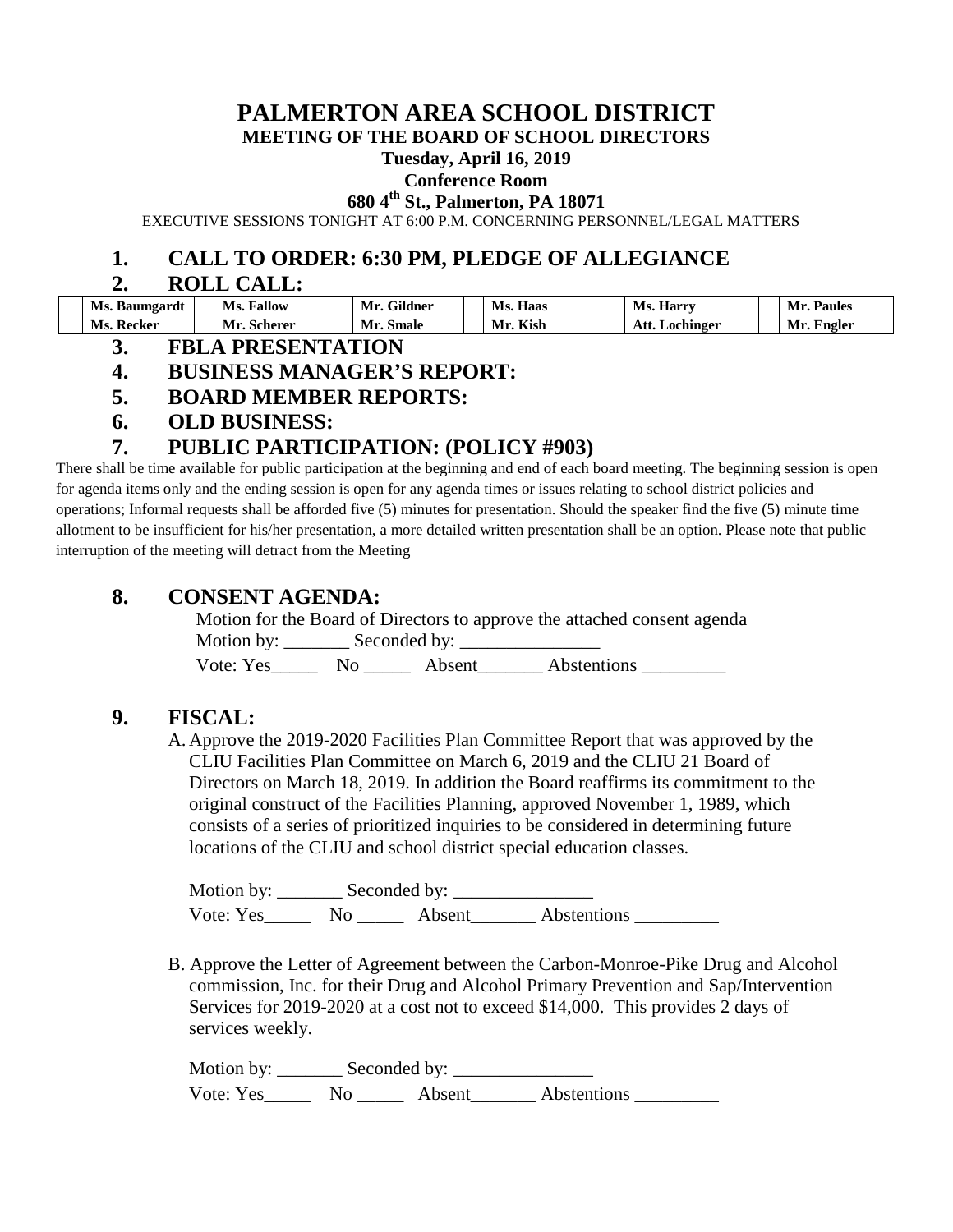# PALMERTON AREA SCHOOL DISTRICT

**MEETING OF THE BOARD OF SCHOOL DIRECTORS**

**Tuesday, April 16, 2019**

**Conference Room**

**680 4th St., Palmerton, PA 18071**

EXECUTIVE SESSIONS TONIGHT AT 6:00 P.M. CONCERNING PERSONNEL/LEGAL MATTERS

## 1. CALL TO ORDER: 6:30 PM, PLEDGE OF ALLEGIANCE

## 2. ROLL CALL:

| | | | | | | | | | | | |
|---|---|---|---|---|---|---|---|---|---|---|---|
| | **Ms. Baumgardt** | | **Ms. Fallow** | | **Mr. Gildner** | | **Ms. Haas** | | **Ms. Harry** | | **Mr. Paules** |
| | **Ms. Recker** | | **Mr. Scherer** | | **Mr. Smale** | | **Mr. Kish** | | **Att. Lochinger** | | **Mr. Engler** |

## 3. FBLA PRESENTATION

## 4. BUSINESS MANAGER'S REPORT:

## 5. BOARD MEMBER REPORTS:

## 6. OLD BUSINESS:

## 7. PUBLIC PARTICIPATION: (POLICY #903)

There shall be time available for public participation at the beginning and end of each board meeting. The beginning session is open for agenda items only and the ending session is open for any agenda times or issues relating to school district policies and operations; Informal requests shall be afforded five (5) minutes for presentation. Should the speaker find the five (5) minute time allotment to be insufficient for his/her presentation, a more detailed written presentation shall be an option. Please note that public interruption of the meeting will detract from the Meeting

## 8. CONSENT AGENDA:

Motion for the Board of Directors to approve the attached consent agenda

Motion by: _______ Seconded by: _______________

Vote: Yes_____ No _____ Absent_______ Abstentions _________

## 9. FISCAL:

A. Approve the 2019-2020 Facilities Plan Committee Report that was approved by the CLIU Facilities Plan Committee on March 6, 2019 and the CLIU 21 Board of Directors on March 18, 2019. In addition the Board reaffirms its commitment to the original construct of the Facilities Planning, approved November 1, 1989, which consists of a series of prioritized inquiries to be considered in determining future locations of the CLIU and school district special education classes.

Motion by: _______ Seconded by: _______________

Vote: Yes_____ No _____ Absent_______ Abstentions _________

B. Approve the Letter of Agreement between the Carbon-Monroe-Pike Drug and Alcohol commission, Inc. for their Drug and Alcohol Primary Prevention and Sap/Intervention Services for 2019-2020 at a cost not to exceed $14,000. This provides 2 days of services weekly.

Motion by: _______ Seconded by: _______________

Vote: Yes_____ No _____ Absent_______ Abstentions _________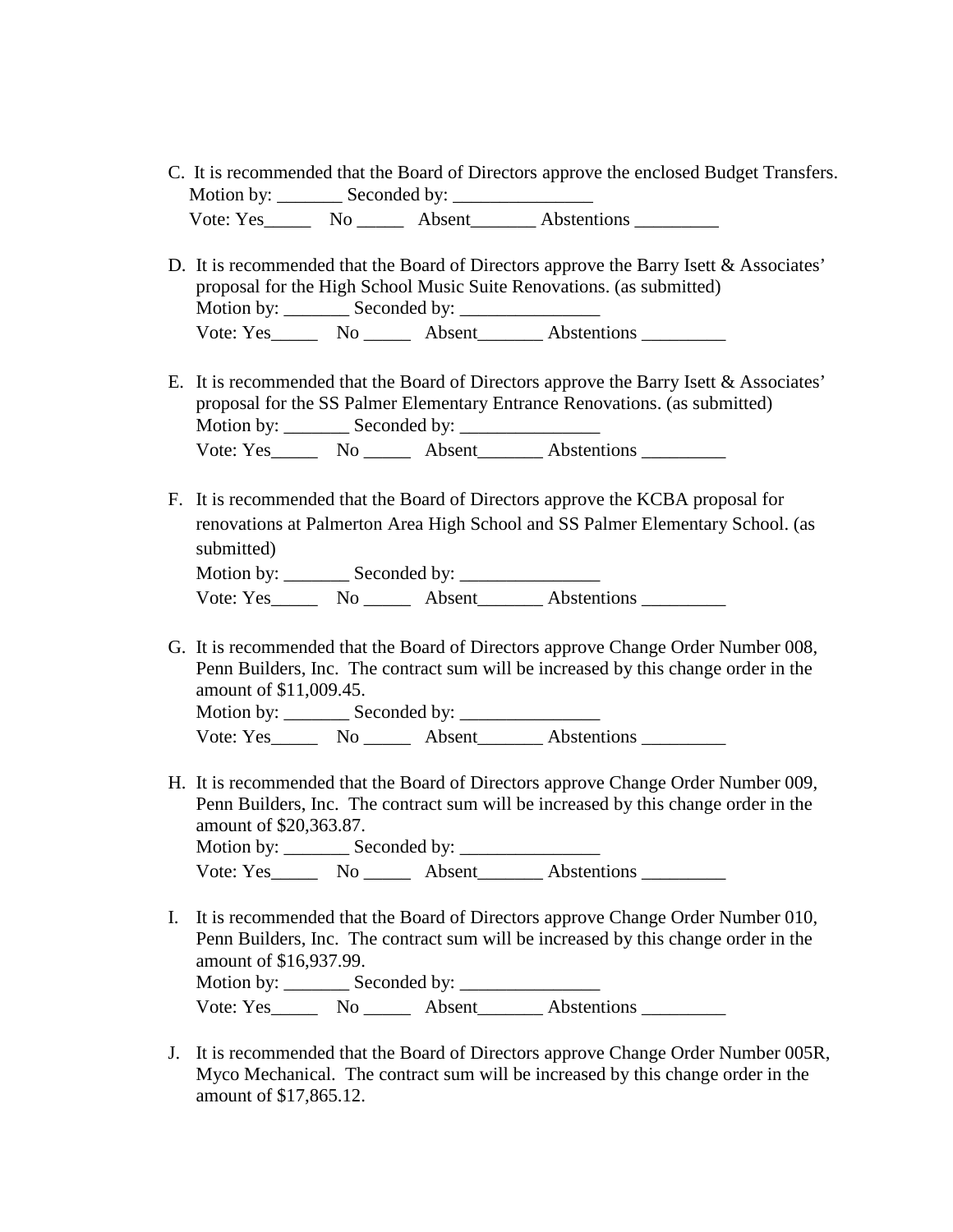C. It is recommended that the Board of Directors approve the enclosed Budget Transfers.
   Motion by: _______ Seconded by: _______________
   Vote: Yes_____ No _____ Absent_______ Abstentions _________

D. It is recommended that the Board of Directors approve the Barry Isett & Associates' proposal for the High School Music Suite Renovations. (as submitted)
   Motion by: _______ Seconded by: _______________
   Vote: Yes_____ No _____ Absent_______ Abstentions _________

E. It is recommended that the Board of Directors approve the Barry Isett & Associates' proposal for the SS Palmer Elementary Entrance Renovations. (as submitted)
   Motion by: _______ Seconded by: _______________
   Vote: Yes_____ No _____ Absent_______ Abstentions _________

F. It is recommended that the Board of Directors approve the KCBA proposal for renovations at Palmerton Area High School and SS Palmer Elementary School. (as submitted)
   Motion by: _______ Seconded by: _______________
   Vote: Yes_____ No _____ Absent_______ Abstentions _________

G. It is recommended that the Board of Directors approve Change Order Number 008, Penn Builders, Inc. The contract sum will be increased by this change order in the amount of $11,009.45.
   Motion by: _______ Seconded by: _______________
   Vote: Yes_____ No _____ Absent_______ Abstentions _________

H. It is recommended that the Board of Directors approve Change Order Number 009, Penn Builders, Inc. The contract sum will be increased by this change order in the amount of $20,363.87.
   Motion by: _______ Seconded by: _______________
   Vote: Yes_____ No _____ Absent_______ Abstentions _________

I. It is recommended that the Board of Directors approve Change Order Number 010, Penn Builders, Inc. The contract sum will be increased by this change order in the amount of $16,937.99.
   Motion by: _______ Seconded by: _______________
   Vote: Yes_____ No _____ Absent_______ Abstentions _________

J. It is recommended that the Board of Directors approve Change Order Number 005R, Myco Mechanical. The contract sum will be increased by this change order in the amount of $17,865.12.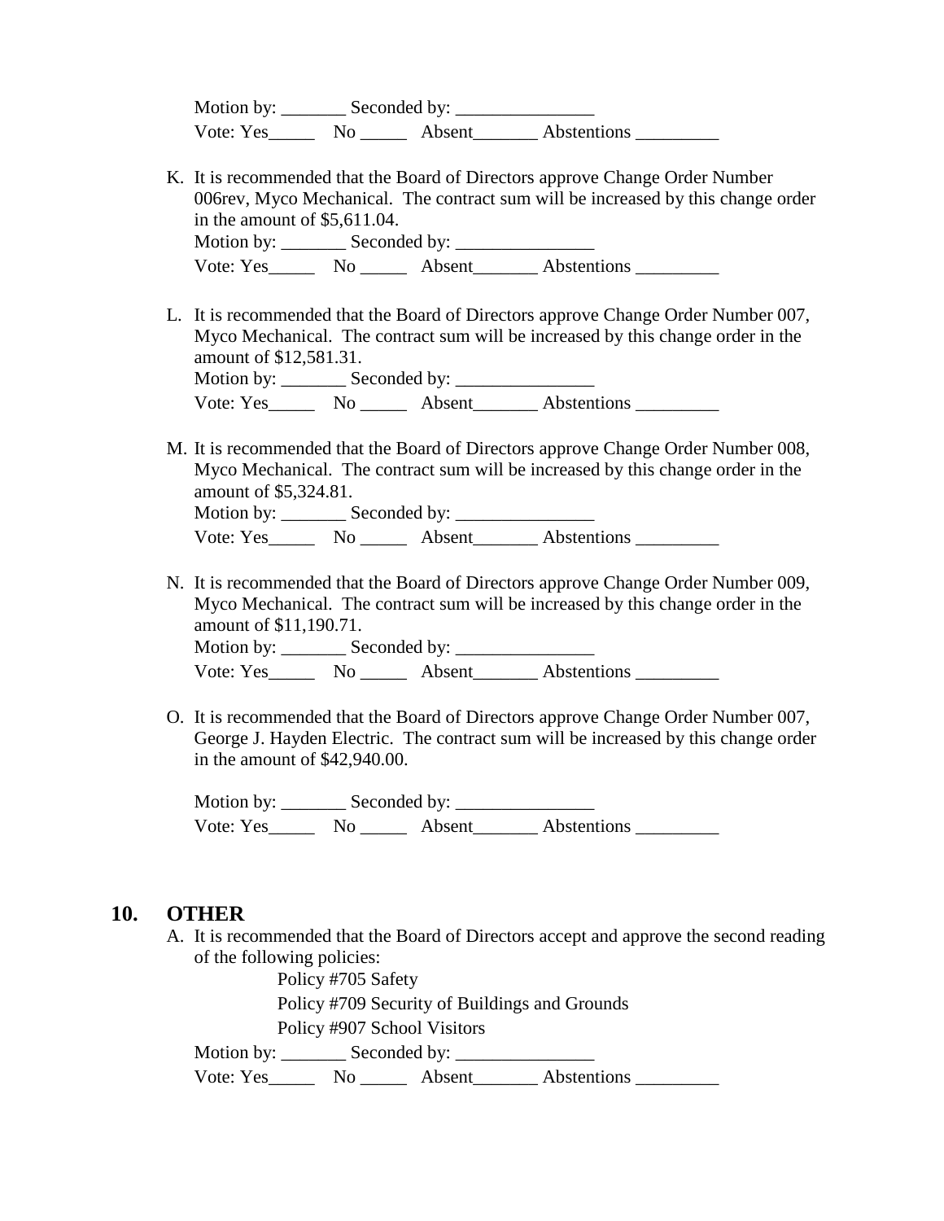Motion by: _______ Seconded by: _______________
Vote: Yes_____ No _____ Absent_______ Abstentions _________

K. It is recommended that the Board of Directors approve Change Order Number 006rev, Myco Mechanical. The contract sum will be increased by this change order in the amount of $5,611.04.
Motion by: _______ Seconded by: _______________
Vote: Yes_____ No _____ Absent_______ Abstentions _________

L. It is recommended that the Board of Directors approve Change Order Number 007, Myco Mechanical. The contract sum will be increased by this change order in the amount of $12,581.31.
Motion by: _______ Seconded by: _______________
Vote: Yes_____ No _____ Absent_______ Abstentions _________

M. It is recommended that the Board of Directors approve Change Order Number 008, Myco Mechanical. The contract sum will be increased by this change order in the amount of $5,324.81.
Motion by: _______ Seconded by: _______________
Vote: Yes_____ No _____ Absent_______ Abstentions _________

N. It is recommended that the Board of Directors approve Change Order Number 009, Myco Mechanical. The contract sum will be increased by this change order in the amount of $11,190.71.
Motion by: _______ Seconded by: _______________
Vote: Yes_____ No _____ Absent_______ Abstentions _________

O. It is recommended that the Board of Directors approve Change Order Number 007, George J. Hayden Electric. The contract sum will be increased by this change order in the amount of $42,940.00.

Motion by: _______ Seconded by: _______________
Vote: Yes_____ No _____ Absent_______ Abstentions _________

## 10. OTHER

A. It is recommended that the Board of Directors accept and approve the second reading of the following policies:

Policy #705 Safety
Policy #709 Security of Buildings and Grounds
Policy #907 School Visitors

Motion by: _______ Seconded by: _______________
Vote: Yes_____ No _____ Absent_______ Abstentions _________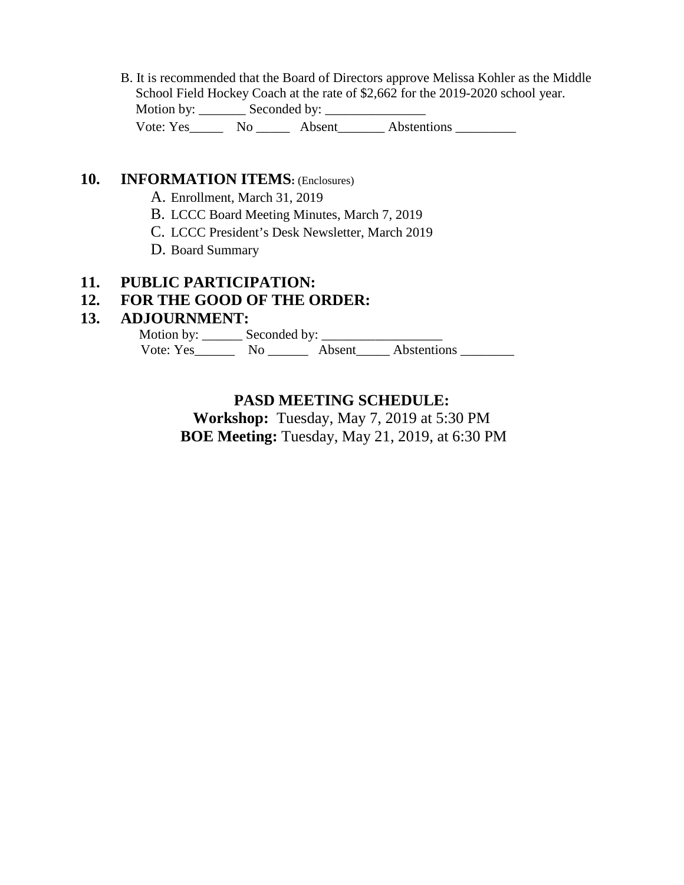B. It is recommended that the Board of Directors approve Melissa Kohler as the Middle School Field Hockey Coach at the rate of $2,662 for the 2019-2020 school year.
Motion by: _______ Seconded by: _______________
Vote: Yes_____ No _____ Absent_______ Abstentions _________

## 10. INFORMATION ITEMS: (Enclosures)

A. Enrollment, March 31, 2019
B. LCCC Board Meeting Minutes, March 7, 2019
C. LCCC President's Desk Newsletter, March 2019
D. Board Summary

## 11. PUBLIC PARTICIPATION:

## 12. FOR THE GOOD OF THE ORDER:

## 13. ADJOURNMENT:

Motion by: ______ Seconded by: __________________
Vote: Yes______ No ______ Absent_____ Abstentions ________

**PASD MEETING SCHEDULE:**

**Workshop:** Tuesday, May 7, 2019 at 5:30 PM

**BOE Meeting:** Tuesday, May 21, 2019, at 6:30 PM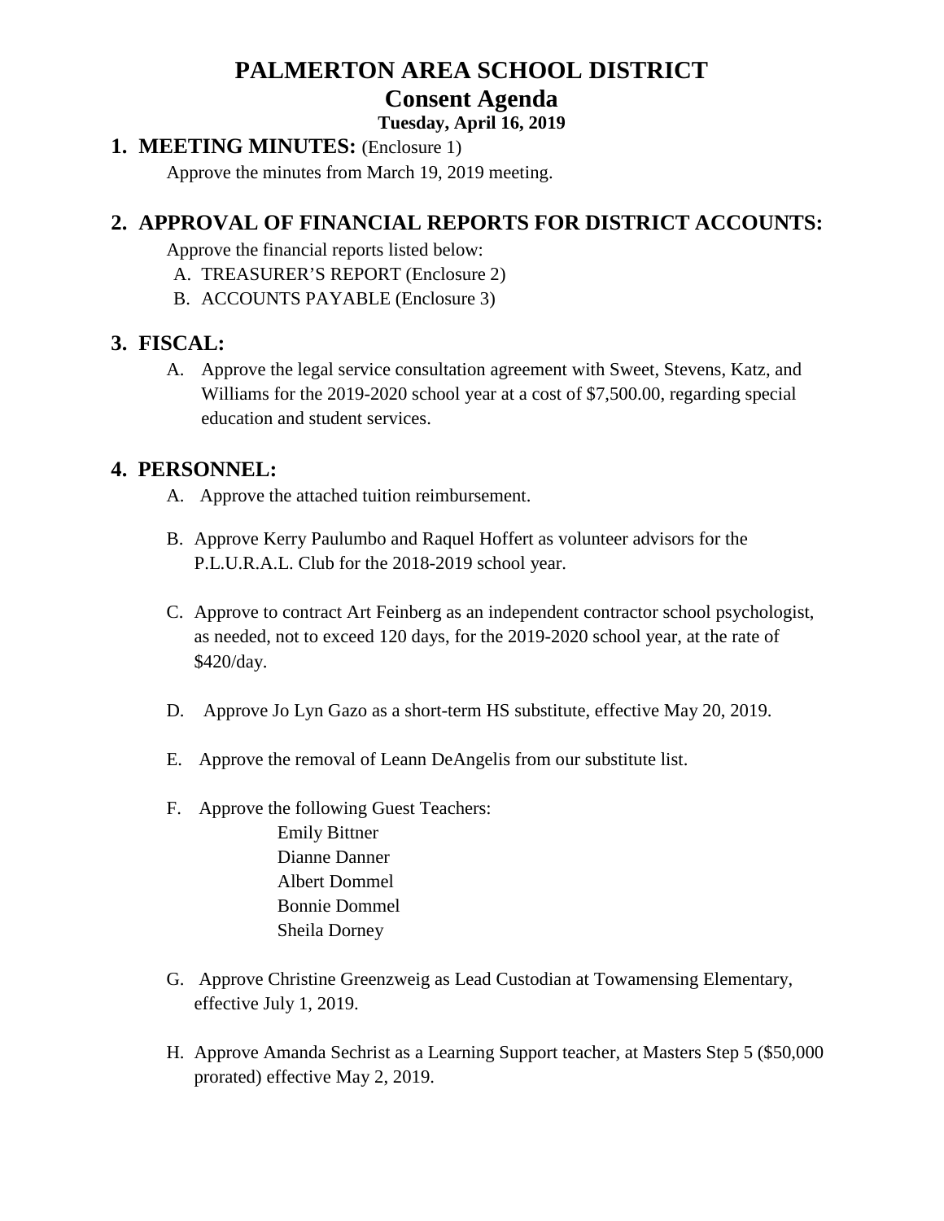# PALMERTON AREA SCHOOL DISTRICT

## Consent Agenda

**Tuesday, April 16, 2019**

## 1. MEETING MINUTES: (Enclosure 1)

Approve the minutes from March 19, 2019 meeting.

## 2. APPROVAL OF FINANCIAL REPORTS FOR DISTRICT ACCOUNTS:

Approve the financial reports listed below:

A. TREASURER'S REPORT (Enclosure 2)

B. ACCOUNTS PAYABLE (Enclosure 3)

## 3. FISCAL:

A. Approve the legal service consultation agreement with Sweet, Stevens, Katz, and Williams for the 2019-2020 school year at a cost of $7,500.00, regarding special education and student services.

## 4. PERSONNEL:

A. Approve the attached tuition reimbursement.

B. Approve Kerry Paulumbo and Raquel Hoffert as volunteer advisors for the P.L.U.R.A.L. Club for the 2018-2019 school year.

C. Approve to contract Art Feinberg as an independent contractor school psychologist, as needed, not to exceed 120 days, for the 2019-2020 school year, at the rate of $420/day.

D. Approve Jo Lyn Gazo as a short-term HS substitute, effective May 20, 2019.

E. Approve the removal of Leann DeAngelis from our substitute list.

F. Approve the following Guest Teachers:

Emily Bittner
Dianne Danner
Albert Dommel
Bonnie Dommel
Sheila Dorney

G. Approve Christine Greenzweig as Lead Custodian at Towamensing Elementary, effective July 1, 2019.

H. Approve Amanda Sechrist as a Learning Support teacher, at Masters Step 5 ($50,000 prorated) effective May 2, 2019.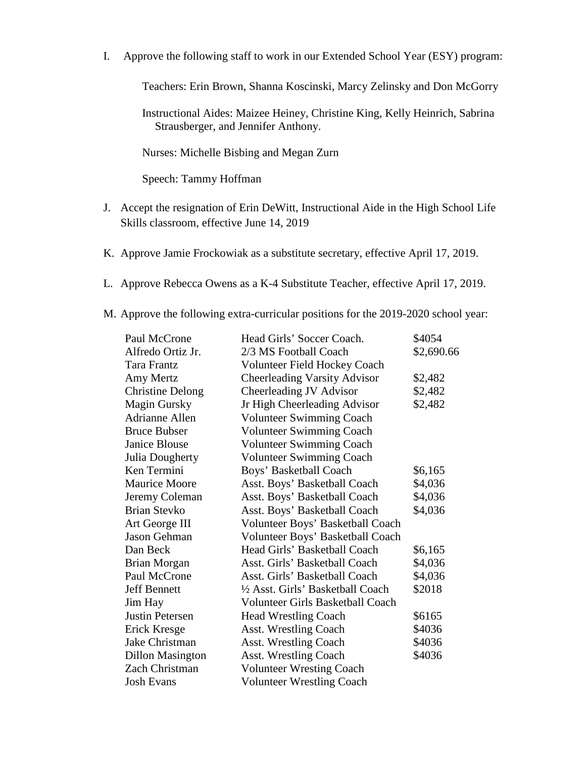I. Approve the following staff to work in our Extended School Year (ESY) program:

   Teachers: Erin Brown, Shanna Koscinski, Marcy Zelinsky and Don McGorry

   Instructional Aides: Maizee Heiney, Christine King, Kelly Heinrich, Sabrina Strausberger, and Jennifer Anthony.

   Nurses: Michelle Bisbing and Megan Zurn

   Speech: Tammy Hoffman

J. Accept the resignation of Erin DeWitt, Instructional Aide in the High School Life Skills classroom, effective June 14, 2019

K. Approve Jamie Frockowiak as a substitute secretary, effective April 17, 2019.

L. Approve Rebecca Owens as a K-4 Substitute Teacher, effective April 17, 2019.

M. Approve the following extra-curricular positions for the 2019-2020 school year:

| Name | Position | Amount |
|---|---|---|
| Paul McCrone | Head Girls' Soccer Coach. | $4054 |
| Alfredo Ortiz Jr. | 2/3 MS Football Coach | $2,690.66 |
| Tara Frantz | Volunteer Field Hockey Coach | |
| Amy Mertz | Cheerleading Varsity Advisor | $2,482 |
| Christine Delong | Cheerleading JV Advisor | $2,482 |
| Magin Gursky | Jr High Cheerleading Advisor | $2,482 |
| Adrianne Allen | Volunteer Swimming Coach | |
| Bruce Bubser | Volunteer Swimming Coach | |
| Janice Blouse | Volunteer Swimming Coach | |
| Julia Dougherty | Volunteer Swimming Coach | |
| Ken Termini | Boys' Basketball Coach | $6,165 |
| Maurice Moore | Asst. Boys' Basketball Coach | $4,036 |
| Jeremy Coleman | Asst. Boys' Basketball Coach | $4,036 |
| Brian Stevko | Asst. Boys' Basketball Coach | $4,036 |
| Art George III | Volunteer Boys' Basketball Coach | |
| Jason Gehman | Volunteer Boys' Basketball Coach | |
| Dan Beck | Head Girls' Basketball Coach | $6,165 |
| Brian Morgan | Asst. Girls' Basketball Coach | $4,036 |
| Paul McCrone | Asst. Girls' Basketball Coach | $4,036 |
| Jeff Bennett | ½ Asst. Girls' Basketball Coach | $2018 |
| Jim Hay | Volunteer Girls Basketball Coach | |
| Justin Petersen | Head Wrestling Coach | $6165 |
| Erick Kresge | Asst. Wrestling Coach | $4036 |
| Jake Christman | Asst. Wrestling Coach | $4036 |
| Dillon Masington | Asst. Wrestling Coach | $4036 |
| Zach Christman | Volunteer Wresting Coach | |
| Josh Evans | Volunteer Wrestling Coach | |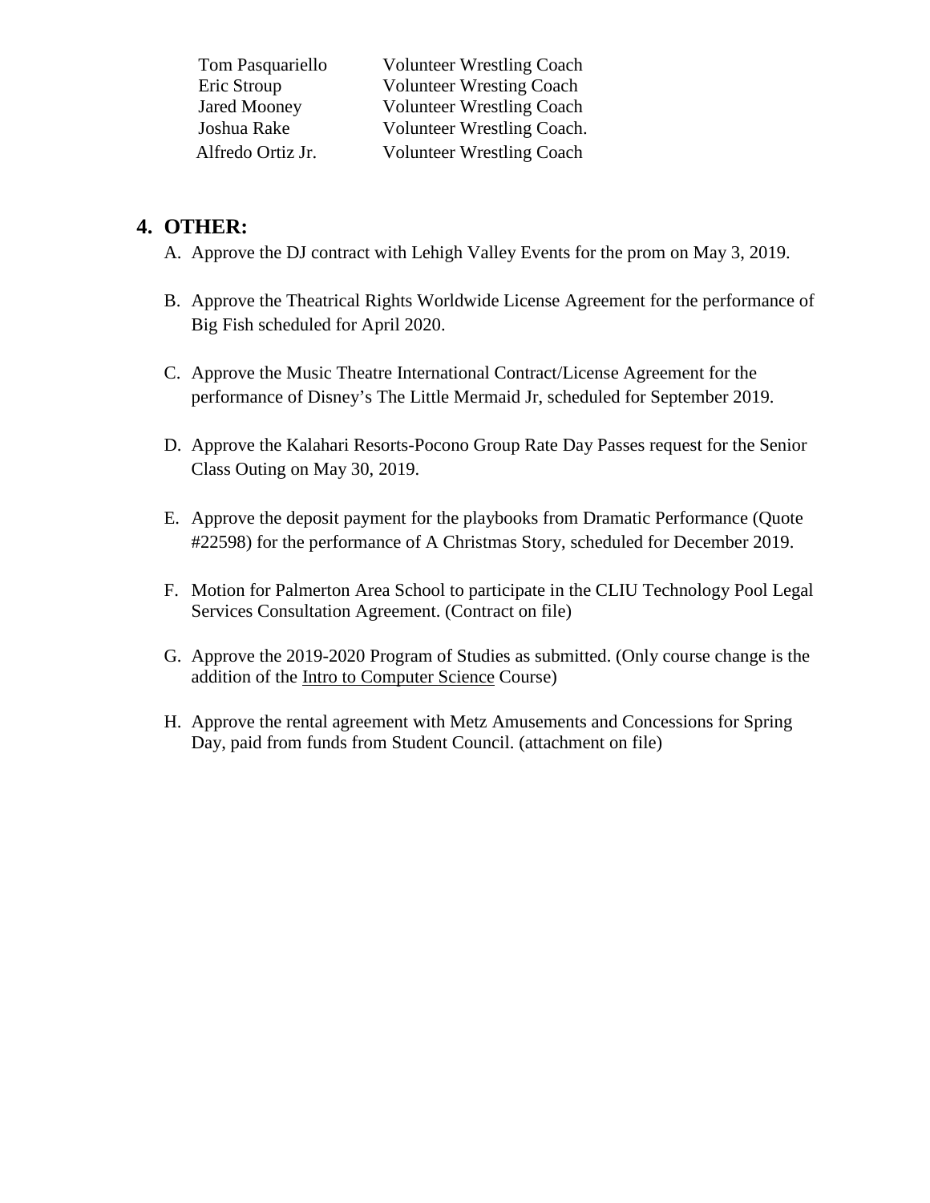| | |
|---|---|
| Tom Pasquariello | Volunteer Wrestling Coach |
| Eric Stroup | Volunteer Wresting Coach |
| Jared Mooney | Volunteer Wrestling Coach |
| Joshua Rake | Volunteer Wrestling Coach. |
| Alfredo Ortiz Jr. | Volunteer Wrestling Coach |

## 4. OTHER:

A. Approve the DJ contract with Lehigh Valley Events for the prom on May 3, 2019.

B. Approve the Theatrical Rights Worldwide License Agreement for the performance of Big Fish scheduled for April 2020.

C. Approve the Music Theatre International Contract/License Agreement for the performance of Disney's The Little Mermaid Jr, scheduled for September 2019.

D. Approve the Kalahari Resorts-Pocono Group Rate Day Passes request for the Senior Class Outing on May 30, 2019.

E. Approve the deposit payment for the playbooks from Dramatic Performance (Quote #22598) for the performance of A Christmas Story, scheduled for December 2019.

F. Motion for Palmerton Area School to participate in the CLIU Technology Pool Legal Services Consultation Agreement. (Contract on file)

G. Approve the 2019-2020 Program of Studies as submitted. (Only course change is the addition of the <u>Intro to Computer Science</u> Course)

H. Approve the rental agreement with Metz Amusements and Concessions for Spring Day, paid from funds from Student Council. (attachment on file)